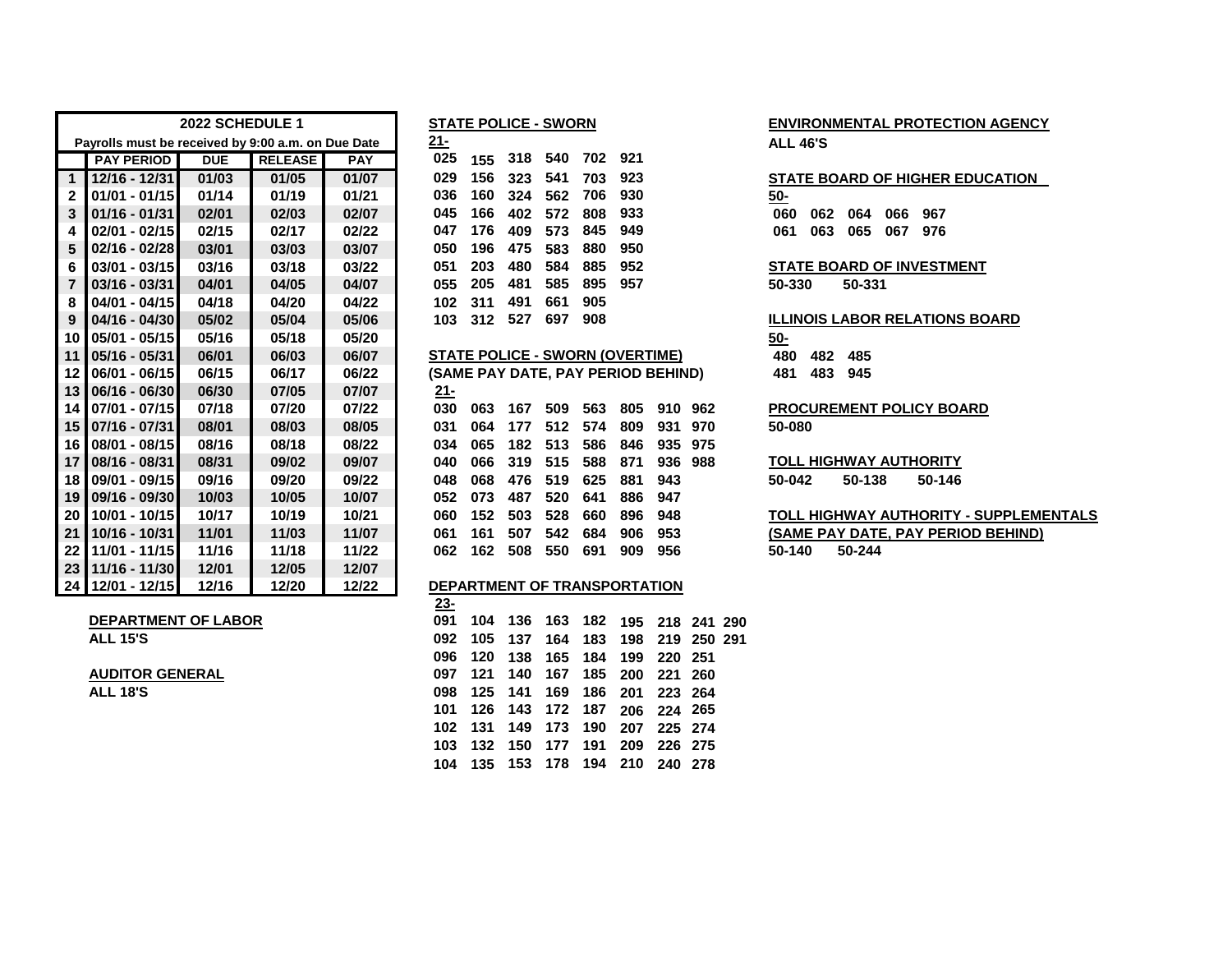| | 2022 SCHEDULE 1 | | | |
|---|---|---|---|---|
| | Payrolls must be received by 9:00 a.m. on Due Date | | | |
| | PAY PERIOD | DUE | RELEASE | PAY |
| 1 | 12/16 - 12/31 | 01/03 | 01/05 | 01/07 |
| 2 | 01/01 - 01/15 | 01/14 | 01/19 | 01/21 |
| 3 | 01/16 - 01/31 | 02/01 | 02/03 | 02/07 |
| 4 | 02/01 - 02/15 | 02/15 | 02/17 | 02/22 |
| 5 | 02/16 - 02/28 | 03/01 | 03/03 | 03/07 |
| 6 | 03/01 - 03/15 | 03/16 | 03/18 | 03/22 |
| 7 | 03/16 - 03/31 | 04/01 | 04/05 | 04/07 |
| 8 | 04/01 - 04/15 | 04/18 | 04/20 | 04/22 |
| 9 | 04/16 - 04/30 | 05/02 | 05/04 | 05/06 |
| 10 | 05/01 - 05/15 | 05/16 | 05/18 | 05/20 |
| 11 | 05/16 - 05/31 | 06/01 | 06/03 | 06/07 |
| 12 | 06/01 - 06/15 | 06/15 | 06/17 | 06/22 |
| 13 | 06/16 - 06/30 | 06/30 | 07/05 | 07/07 |
| 14 | 07/01 - 07/15 | 07/18 | 07/20 | 07/22 |
| 15 | 07/16 - 07/31 | 08/01 | 08/03 | 08/05 |
| 16 | 08/01 - 08/15 | 08/16 | 08/18 | 08/22 |
| 17 | 08/16 - 08/31 | 08/31 | 09/02 | 09/07 |
| 18 | 09/01 - 09/15 | 09/16 | 09/20 | 09/22 |
| 19 | 09/16 - 09/30 | 10/03 | 10/05 | 10/07 |
| 20 | 10/01 - 10/15 | 10/17 | 10/19 | 10/21 |
| 21 | 10/16 - 10/31 | 11/01 | 11/03 | 11/07 |
| 22 | 11/01 - 11/15 | 11/16 | 11/18 | 11/22 |
| 23 | 11/16 - 11/30 | 12/01 | 12/05 | 12/07 |
| 24 | 12/01 - 12/15 | 12/16 | 12/20 | 12/22 |

**DEPARTMENT OF LABOR**
**ALL 15'S**

**AUDITOR GENERAL**
**ALL 18'S**

**STATE POLICE - SWORN**

**21-**

025 155 318 540 702 921
029 156 323 541 703 923
036 160 324 562 706 930
045 166 402 572 808 933
047 176 409 573 845 949
050 196 475 583 880 950
051 203 480 584 885 952
055 205 481 585 895 957
102 311 491 661 905
103 312 527 697 908

**STATE POLICE - SWORN (OVERTIME)**
**(SAME PAY DATE, PAY PERIOD BEHIND)**

**21-**

030 063 167 509 563 805 910 962
031 064 177 512 574 809 931 970
034 065 182 513 586 846 935 975
040 066 319 515 588 871 936 988
048 068 476 519 625 881 943
052 073 487 520 641 886 947
060 152 503 528 660 896 948
061 161 507 542 684 906 953
062 162 508 550 691 909 956

**DEPARTMENT OF TRANSPORTATION**

**23-**

091 104 136 163 182 195 218 241 290
092 105 137 164 183 198 219 250 291
096 120 138 165 184 199 220 251
097 121 140 167 185 200 221 260
098 125 141 169 186 201 223 264
101 126 143 172 187 206 224 265
102 131 149 173 190 207 225 274
103 132 150 177 191 209 226 275
104 135 153 178 194 210 240 278

**ENVIRONMENTAL PROTECTION AGENCY**
**ALL 46'S**

**STATE BOARD OF HIGHER EDUCATION**

**50-**

060 062 064 066 967
061 063 065 067 976

**STATE BOARD OF INVESTMENT**

50-330 50-331

**ILLINOIS LABOR RELATIONS BOARD**

**50-**

480 482 485
481 483 945

**PROCUREMENT POLICY BOARD**

50-080

**TOLL HIGHWAY AUTHORITY**

50-042 50-138 50-146

**TOLL HIGHWAY AUTHORITY - SUPPLEMENTALS**
**(SAME PAY DATE, PAY PERIOD BEHIND)**

50-140 50-244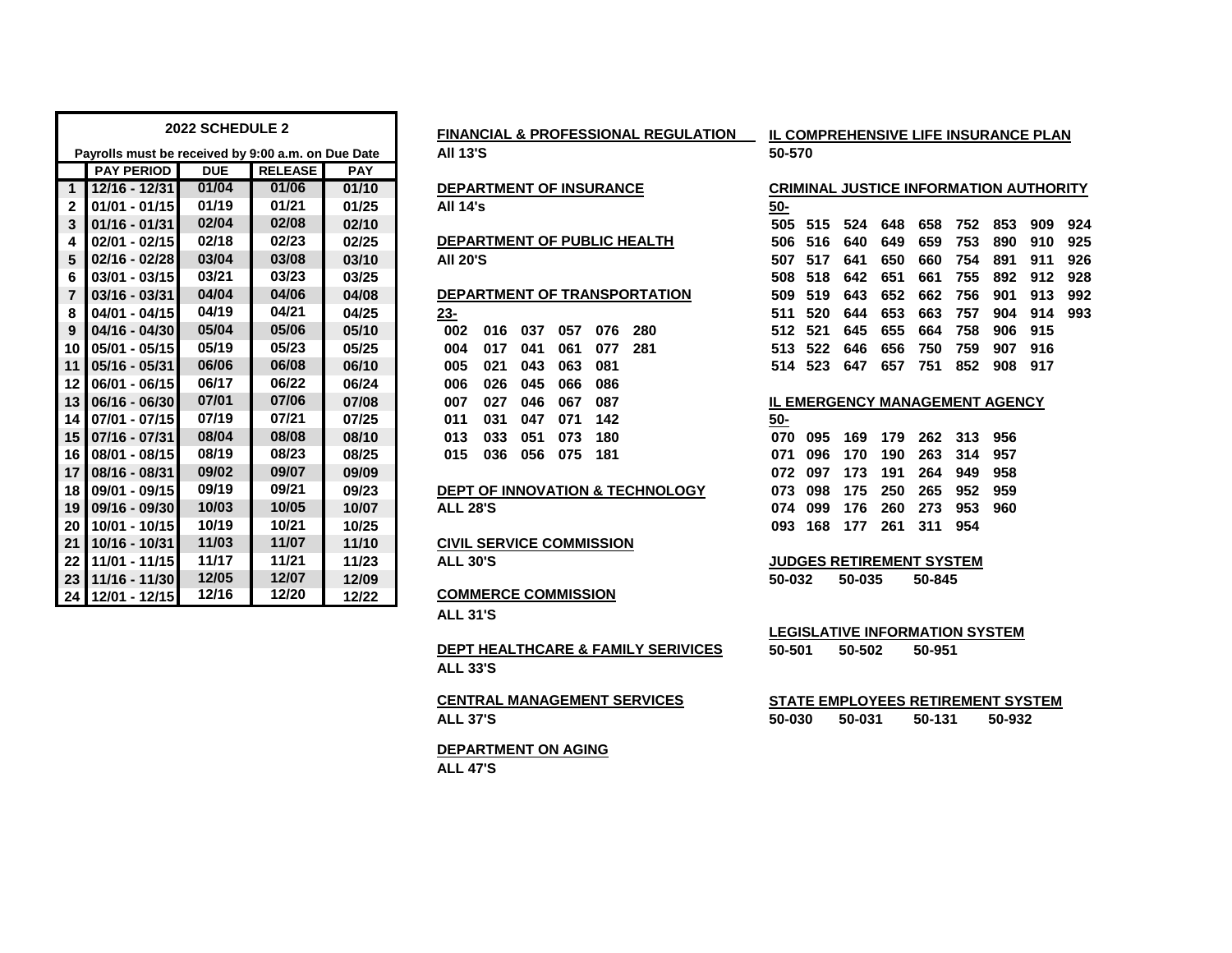## 2022 SCHEDULE 2

Payrolls must be received by 9:00 a.m. on Due Date

| | PAY PERIOD | DUE | RELEASE | PAY |
|---|---|---|---|---|
| 1 | 12/16 - 12/31 | 01/04 | 01/06 | 01/10 |
| 2 | 01/01 - 01/15 | 01/19 | 01/21 | 01/25 |
| 3 | 01/16 - 01/31 | 02/04 | 02/08 | 02/10 |
| 4 | 02/01 - 02/15 | 02/18 | 02/23 | 02/25 |
| 5 | 02/16 - 02/28 | 03/04 | 03/08 | 03/10 |
| 6 | 03/01 - 03/15 | 03/21 | 03/23 | 03/25 |
| 7 | 03/16 - 03/31 | 04/04 | 04/06 | 04/08 |
| 8 | 04/01 - 04/15 | 04/19 | 04/21 | 04/25 |
| 9 | 04/16 - 04/30 | 05/04 | 05/06 | 05/10 |
| 10 | 05/01 - 05/15 | 05/19 | 05/23 | 05/25 |
| 11 | 05/16 - 05/31 | 06/06 | 06/08 | 06/10 |
| 12 | 06/01 - 06/15 | 06/17 | 06/22 | 06/24 |
| 13 | 06/16 - 06/30 | 07/01 | 07/06 | 07/08 |
| 14 | 07/01 - 07/15 | 07/19 | 07/21 | 07/25 |
| 15 | 07/16 - 07/31 | 08/04 | 08/08 | 08/10 |
| 16 | 08/01 - 08/15 | 08/19 | 08/23 | 08/25 |
| 17 | 08/16 - 08/31 | 09/02 | 09/07 | 09/09 |
| 18 | 09/01 - 09/15 | 09/19 | 09/21 | 09/23 |
| 19 | 09/16 - 09/30 | 10/03 | 10/05 | 10/07 |
| 20 | 10/01 - 10/15 | 10/19 | 10/21 | 10/25 |
| 21 | 10/16 - 10/31 | 11/03 | 11/07 | 11/10 |
| 22 | 11/01 - 11/15 | 11/17 | 11/21 | 11/23 |
| 23 | 11/16 - 11/30 | 12/05 | 12/07 | 12/09 |
| 24 | 12/01 - 12/15 | 12/16 | 12/20 | 12/22 |

**FINANCIAL & PROFESSIONAL REGULATION**
All 13'S

**DEPARTMENT OF INSURANCE**
All 14's

**DEPARTMENT OF PUBLIC HEALTH**
All 20'S

**DEPARTMENT OF TRANSPORTATION**
23-

| | | | | | |
|---|---|---|---|---|---|
| 002 | 016 | 037 | 057 | 076 | 280 |
| 004 | 017 | 041 | 061 | 077 | 281 |
| 005 | 021 | 043 | 063 | 081 | |
| 006 | 026 | 045 | 066 | 086 | |
| 007 | 027 | 046 | 067 | 087 | |
| 011 | 031 | 047 | 071 | 142 | |
| 013 | 033 | 051 | 073 | 180 | |
| 015 | 036 | 056 | 075 | 181 | |

**DEPT OF INNOVATION & TECHNOLOGY**
ALL 28'S

**CIVIL SERVICE COMMISSION**
ALL 30'S

**COMMERCE COMMISSION**
ALL 31'S

**DEPT HEALTHCARE & FAMILY SERIVICES**
ALL 33'S

**CENTRAL MANAGEMENT SERVICES**
ALL 37'S

**DEPARTMENT ON AGING**
ALL 47'S

**IL COMPREHENSIVE LIFE INSURANCE PLAN**
50-570

**CRIMINAL JUSTICE INFORMATION AUTHORITY**
50-

| | | | | | | | | |
|---|---|---|---|---|---|---|---|---|
| 505 | 515 | 524 | 648 | 658 | 752 | 853 | 909 | 924 |
| 506 | 516 | 640 | 649 | 659 | 753 | 890 | 910 | 925 |
| 507 | 517 | 641 | 650 | 660 | 754 | 891 | 911 | 926 |
| 508 | 518 | 642 | 651 | 661 | 755 | 892 | 912 | 928 |
| 509 | 519 | 643 | 652 | 662 | 756 | 901 | 913 | 992 |
| 511 | 520 | 644 | 653 | 663 | 757 | 904 | 914 | 993 |
| 512 | 521 | 645 | 655 | 664 | 758 | 906 | 915 | |
| 513 | 522 | 646 | 656 | 750 | 759 | 907 | 916 | |
| 514 | 523 | 647 | 657 | 751 | 852 | 908 | 917 | |

**IL EMERGENCY MANAGEMENT AGENCY**
50-

| | | | | | | |
|---|---|---|---|---|---|---|
| 070 | 095 | 169 | 179 | 262 | 313 | 956 |
| 071 | 096 | 170 | 190 | 263 | 314 | 957 |
| 072 | 097 | 173 | 191 | 264 | 949 | 958 |
| 073 | 098 | 175 | 250 | 265 | 952 | 959 |
| 074 | 099 | 176 | 260 | 273 | 953 | 960 |
| 093 | 168 | 177 | 261 | 311 | 954 | |

**JUDGES RETIREMENT SYSTEM**
50-032 50-035 50-845

**LEGISLATIVE INFORMATION SYSTEM**
50-501 50-502 50-951

**STATE EMPLOYEES RETIREMENT SYSTEM**
50-030 50-031 50-131 50-932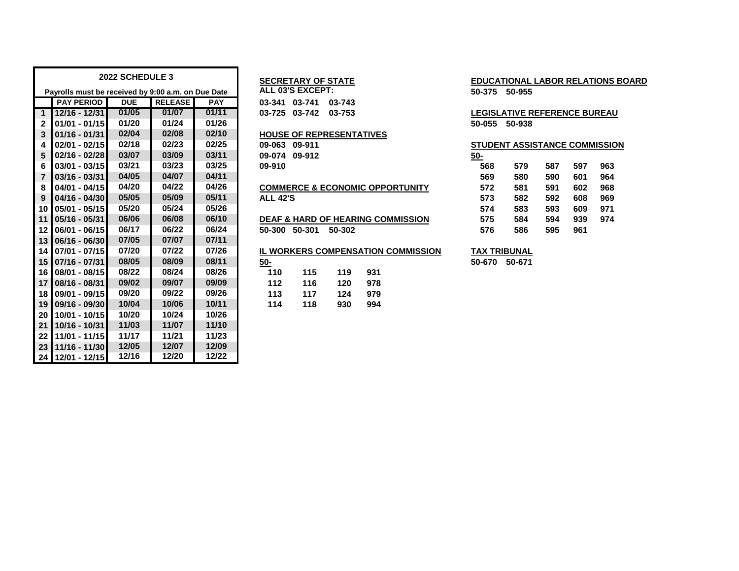## 2022 SCHEDULE 3

Payrolls must be received by 9:00 a.m. on Due Date

| | PAY PERIOD | DUE | RELEASE | PAY |
|---|---|---|---|---|
| 1 | 12/16 - 12/31 | 01/05 | 01/07 | 01/11 |
| 2 | 01/01 - 01/15 | 01/20 | 01/24 | 01/26 |
| 3 | 01/16 - 01/31 | 02/04 | 02/08 | 02/10 |
| 4 | 02/01 - 02/15 | 02/18 | 02/23 | 02/25 |
| 5 | 02/16 - 02/28 | 03/07 | 03/09 | 03/11 |
| 6 | 03/01 - 03/15 | 03/21 | 03/23 | 03/25 |
| 7 | 03/16 - 03/31 | 04/05 | 04/07 | 04/11 |
| 8 | 04/01 - 04/15 | 04/20 | 04/22 | 04/26 |
| 9 | 04/16 - 04/30 | 05/05 | 05/09 | 05/11 |
| 10 | 05/01 - 05/15 | 05/20 | 05/24 | 05/26 |
| 11 | 05/16 - 05/31 | 06/06 | 06/08 | 06/10 |
| 12 | 06/01 - 06/15 | 06/17 | 06/22 | 06/24 |
| 13 | 06/16 - 06/30 | 07/05 | 07/07 | 07/11 |
| 14 | 07/01 - 07/15 | 07/20 | 07/22 | 07/26 |
| 15 | 07/16 - 07/31 | 08/05 | 08/09 | 08/11 |
| 16 | 08/01 - 08/15 | 08/22 | 08/24 | 08/26 |
| 17 | 08/16 - 08/31 | 09/02 | 09/07 | 09/09 |
| 18 | 09/01 - 09/15 | 09/20 | 09/22 | 09/26 |
| 19 | 09/16 - 09/30 | 10/04 | 10/06 | 10/11 |
| 20 | 10/01 - 10/15 | 10/20 | 10/24 | 10/26 |
| 21 | 10/16 - 10/31 | 11/03 | 11/07 | 11/10 |
| 22 | 11/01 - 11/15 | 11/17 | 11/21 | 11/23 |
| 23 | 11/16 - 11/30 | 12/05 | 12/07 | 12/09 |
| 24 | 12/01 - 12/15 | 12/16 | 12/20 | 12/22 |

**SECRETARY OF STATE**

**ALL 03'S EXCEPT:**

03-341 03-741 03-743
03-725 03-742 03-753

**HOUSE OF REPRESENTATIVES**

09-063 09-911
09-074 09-912
09-910

**COMMERCE & ECONOMIC OPPORTUNITY**

ALL 42'S

**DEAF & HARD OF HEARING COMMISSION**

50-300 50-301 50-302

**IL WORKERS COMPENSATION COMMISSION**

50-

| | | | |
|---|---|---|---|
| 110 | 115 | 119 | 931 |
| 112 | 116 | 120 | 978 |
| 113 | 117 | 124 | 979 |
| 114 | 118 | 930 | 994 |

**EDUCATIONAL LABOR RELATIONS BOARD**

50-375 50-955

**LEGISLATIVE REFERENCE BUREAU**

50-055 50-938

**STUDENT ASSISTANCE COMMISSION**

50-

| | | | | |
|---|---|---|---|---|
| 568 | 579 | 587 | 597 | 963 |
| 569 | 580 | 590 | 601 | 964 |
| 572 | 581 | 591 | 602 | 968 |
| 573 | 582 | 592 | 608 | 969 |
| 574 | 583 | 593 | 609 | 971 |
| 575 | 584 | 594 | 939 | 974 |
| 576 | 586 | 595 | 961 | |

**TAX TRIBUNAL**

50-670 50-671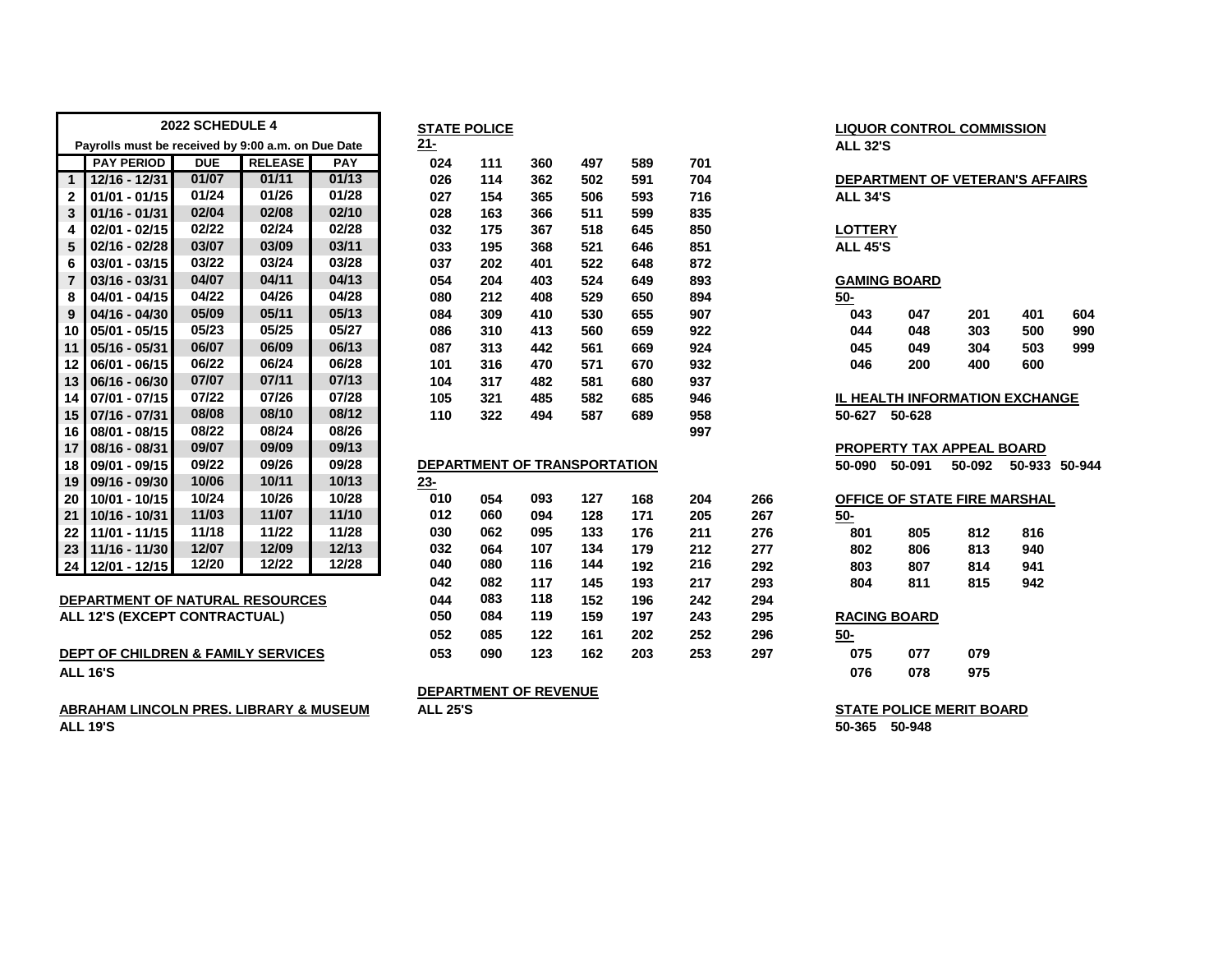| | 2022 SCHEDULE 4 | | | |
|---|---|---|---|---|
| | Payrolls must be received by 9:00 a.m. on Due Date | | | |
| | PAY PERIOD | DUE | RELEASE | PAY |
| 1 | 12/16 - 12/31 | 01/07 | 01/11 | 01/13 |
| 2 | 01/01 - 01/15 | 01/24 | 01/26 | 01/28 |
| 3 | 01/16 - 01/31 | 02/04 | 02/08 | 02/10 |
| 4 | 02/01 - 02/15 | 02/22 | 02/24 | 02/28 |
| 5 | 02/16 - 02/28 | 03/07 | 03/09 | 03/11 |
| 6 | 03/01 - 03/15 | 03/22 | 03/24 | 03/28 |
| 7 | 03/16 - 03/31 | 04/07 | 04/11 | 04/13 |
| 8 | 04/01 - 04/15 | 04/22 | 04/26 | 04/28 |
| 9 | 04/16 - 04/30 | 05/09 | 05/11 | 05/13 |
| 10 | 05/01 - 05/15 | 05/23 | 05/25 | 05/27 |
| 11 | 05/16 - 05/31 | 06/07 | 06/09 | 06/13 |
| 12 | 06/01 - 06/15 | 06/22 | 06/24 | 06/28 |
| 13 | 06/16 - 06/30 | 07/07 | 07/11 | 07/13 |
| 14 | 07/01 - 07/15 | 07/22 | 07/26 | 07/28 |
| 15 | 07/16 - 07/31 | 08/08 | 08/10 | 08/12 |
| 16 | 08/01 - 08/15 | 08/22 | 08/24 | 08/26 |
| 17 | 08/16 - 08/31 | 09/07 | 09/09 | 09/13 |
| 18 | 09/01 - 09/15 | 09/22 | 09/26 | 09/28 |
| 19 | 09/16 - 09/30 | 10/06 | 10/11 | 10/13 |
| 20 | 10/01 - 10/15 | 10/24 | 10/26 | 10/28 |
| 21 | 10/16 - 10/31 | 11/03 | 11/07 | 11/10 |
| 22 | 11/01 - 11/15 | 11/18 | 11/22 | 11/28 |
| 23 | 11/16 - 11/30 | 12/07 | 12/09 | 12/13 |
| 24 | 12/01 - 12/15 | 12/20 | 12/22 | 12/28 |

**DEPARTMENT OF NATURAL RESOURCES**
ALL 12'S (EXCEPT CONTRACTUAL)

**DEPT OF CHILDREN & FAMILY SERVICES**
ALL 16'S

**ABRAHAM LINCOLN PRES. LIBRARY & MUSEUM**
ALL 19'S

**STATE POLICE**
21-

| | | | | | |
|---|---|---|---|---|---|
| 024 | 111 | 360 | 497 | 589 | 701 |
| 026 | 114 | 362 | 502 | 591 | 704 |
| 027 | 154 | 365 | 506 | 593 | 716 |
| 028 | 163 | 366 | 511 | 599 | 835 |
| 032 | 175 | 367 | 518 | 645 | 850 |
| 033 | 195 | 368 | 521 | 646 | 851 |
| 037 | 202 | 401 | 522 | 648 | 872 |
| 054 | 204 | 403 | 524 | 649 | 893 |
| 080 | 212 | 408 | 529 | 650 | 894 |
| 084 | 309 | 410 | 530 | 655 | 907 |
| 086 | 310 | 413 | 560 | 659 | 922 |
| 087 | 313 | 442 | 561 | 669 | 924 |
| 101 | 316 | 470 | 571 | 670 | 932 |
| 104 | 317 | 482 | 581 | 680 | 937 |
| 105 | 321 | 485 | 582 | 685 | 946 |
| 110 | 322 | 494 | 587 | 689 | 958 |
| | | | | | 997 |

**DEPARTMENT OF TRANSPORTATION**
23-

| | | | | | | |
|---|---|---|---|---|---|---|
| 010 | 054 | 093 | 127 | 168 | 204 | 266 |
| 012 | 060 | 094 | 128 | 171 | 205 | 267 |
| 030 | 062 | 095 | 133 | 176 | 211 | 276 |
| 032 | 064 | 107 | 134 | 179 | 212 | 277 |
| 040 | 080 | 116 | 144 | 192 | 216 | 292 |
| 042 | 082 | 117 | 145 | 193 | 217 | 293 |
| 044 | 083 | 118 | 152 | 196 | 242 | 294 |
| 050 | 084 | 119 | 159 | 197 | 243 | 295 |
| 052 | 085 | 122 | 161 | 202 | 252 | 296 |
| 053 | 090 | 123 | 162 | 203 | 253 | 297 |

**DEPARTMENT OF REVENUE**
ALL 25'S

**LIQUOR CONTROL COMMISSION**
ALL 32'S

**DEPARTMENT OF VETERAN'S AFFAIRS**
ALL 34'S

**LOTTERY**
ALL 45'S

**GAMING BOARD**
50-

| | | | | |
|---|---|---|---|---|
| 043 | 047 | 201 | 401 | 604 |
| 044 | 048 | 303 | 500 | 990 |
| 045 | 049 | 304 | 503 | 999 |
| 046 | 200 | 400 | 600 | |

**IL HEALTH INFORMATION EXCHANGE**
50-627 50-628

**PROPERTY TAX APPEAL BOARD**
50-090 50-091 50-092 50-933 50-944

**OFFICE OF STATE FIRE MARSHAL**
50-

| | | | |
|---|---|---|---|
| 801 | 805 | 812 | 816 |
| 802 | 806 | 813 | 940 |
| 803 | 807 | 814 | 941 |
| 804 | 811 | 815 | 942 |

**RACING BOARD**
50-

| | | |
|---|---|---|
| 075 | 077 | 079 |
| 076 | 078 | 975 |

**STATE POLICE MERIT BOARD**
50-365 50-948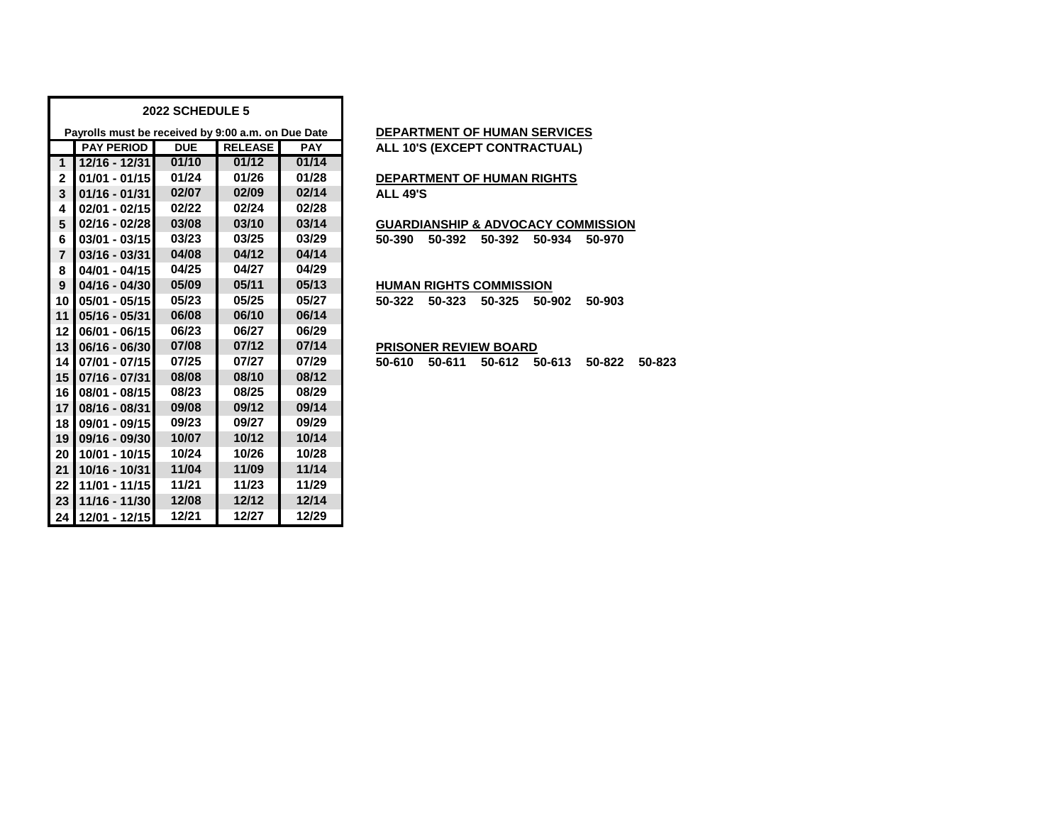## 2022 SCHEDULE 5

Payrolls must be received by 9:00 a.m. on Due Date

| | PAY PERIOD | DUE | RELEASE | PAY |
|---|---|---|---|---|
| 1 | 12/16 - 12/31 | 01/10 | 01/12 | 01/14 |
| 2 | 01/01 - 01/15 | 01/24 | 01/26 | 01/28 |
| 3 | 01/16 - 01/31 | 02/07 | 02/09 | 02/14 |
| 4 | 02/01 - 02/15 | 02/22 | 02/24 | 02/28 |
| 5 | 02/16 - 02/28 | 03/08 | 03/10 | 03/14 |
| 6 | 03/01 - 03/15 | 03/23 | 03/25 | 03/29 |
| 7 | 03/16 - 03/31 | 04/08 | 04/12 | 04/14 |
| 8 | 04/01 - 04/15 | 04/25 | 04/27 | 04/29 |
| 9 | 04/16 - 04/30 | 05/09 | 05/11 | 05/13 |
| 10 | 05/01 - 05/15 | 05/23 | 05/25 | 05/27 |
| 11 | 05/16 - 05/31 | 06/08 | 06/10 | 06/14 |
| 12 | 06/01 - 06/15 | 06/23 | 06/27 | 06/29 |
| 13 | 06/16 - 06/30 | 07/08 | 07/12 | 07/14 |
| 14 | 07/01 - 07/15 | 07/25 | 07/27 | 07/29 |
| 15 | 07/16 - 07/31 | 08/08 | 08/10 | 08/12 |
| 16 | 08/01 - 08/15 | 08/23 | 08/25 | 08/29 |
| 17 | 08/16 - 08/31 | 09/08 | 09/12 | 09/14 |
| 18 | 09/01 - 09/15 | 09/23 | 09/27 | 09/29 |
| 19 | 09/16 - 09/30 | 10/07 | 10/12 | 10/14 |
| 20 | 10/01 - 10/15 | 10/24 | 10/26 | 10/28 |
| 21 | 10/16 - 10/31 | 11/04 | 11/09 | 11/14 |
| 22 | 11/01 - 11/15 | 11/21 | 11/23 | 11/29 |
| 23 | 11/16 - 11/30 | 12/08 | 12/12 | 12/14 |
| 24 | 12/01 - 12/15 | 12/21 | 12/27 | 12/29 |

**DEPARTMENT OF HUMAN SERVICES**
**ALL 10'S (EXCEPT CONTRACTUAL)**

**DEPARTMENT OF HUMAN RIGHTS**
**ALL 49'S**

**GUARDIANSHIP & ADVOCACY COMMISSION**
**50-390 50-392 50-392 50-934 50-970**

**HUMAN RIGHTS COMMISSION**
**50-322 50-323 50-325 50-902 50-903**

**PRISONER REVIEW BOARD**
**50-610 50-611 50-612 50-613 50-822 50-823**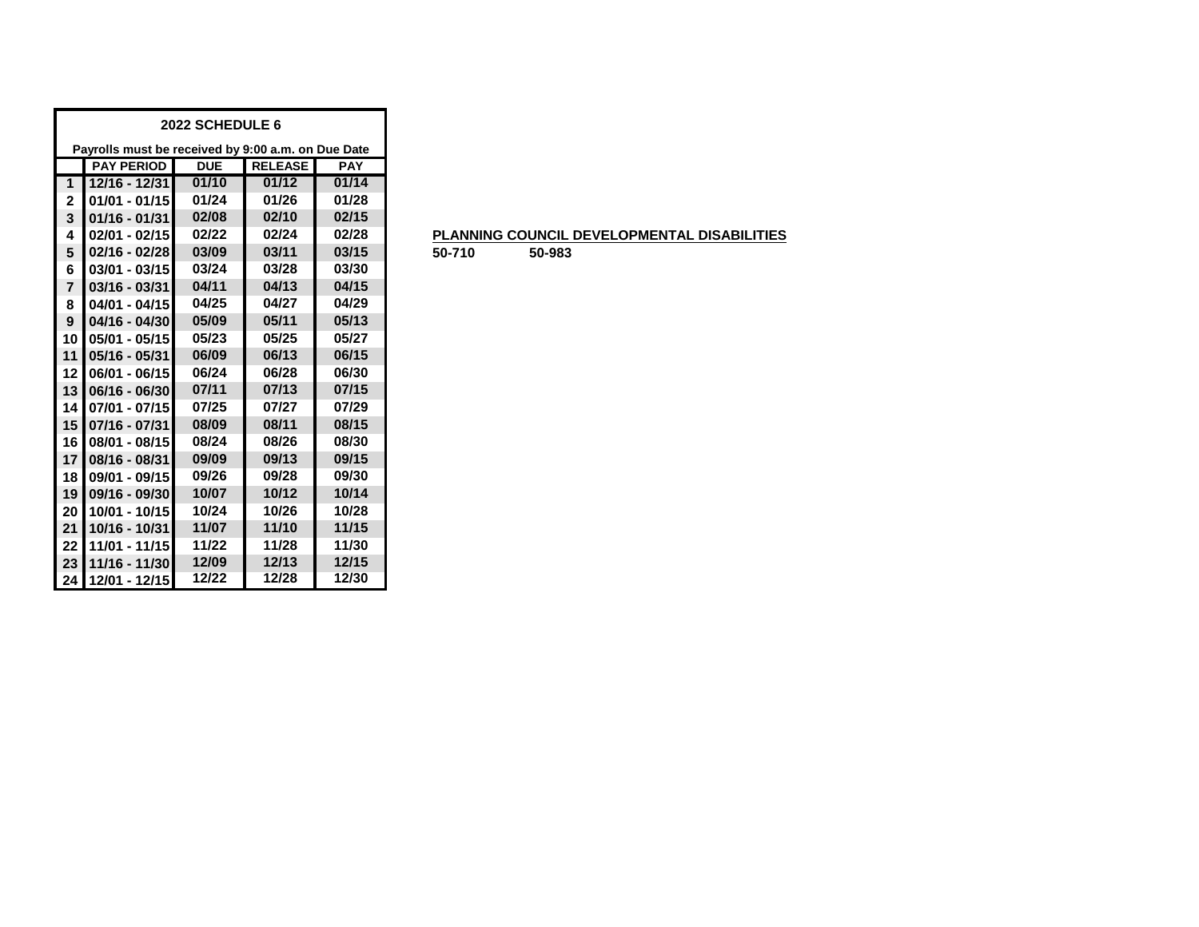| 2022 SCHEDULE 6 | | | | |
|---|---|---|---|---|
| Payrolls must be received by 9:00 a.m. on Due Date | | | | |
| | PAY PERIOD | DUE | RELEASE | PAY |
| 1 | 12/16 - 12/31 | 01/10 | 01/12 | 01/14 |
| 2 | 01/01 - 01/15 | 01/24 | 01/26 | 01/28 |
| 3 | 01/16 - 01/31 | 02/08 | 02/10 | 02/15 |
| 4 | 02/01 - 02/15 | 02/22 | 02/24 | 02/28 |
| 5 | 02/16 - 02/28 | 03/09 | 03/11 | 03/15 |
| 6 | 03/01 - 03/15 | 03/24 | 03/28 | 03/30 |
| 7 | 03/16 - 03/31 | 04/11 | 04/13 | 04/15 |
| 8 | 04/01 - 04/15 | 04/25 | 04/27 | 04/29 |
| 9 | 04/16 - 04/30 | 05/09 | 05/11 | 05/13 |
| 10 | 05/01 - 05/15 | 05/23 | 05/25 | 05/27 |
| 11 | 05/16 - 05/31 | 06/09 | 06/13 | 06/15 |
| 12 | 06/01 - 06/15 | 06/24 | 06/28 | 06/30 |
| 13 | 06/16 - 06/30 | 07/11 | 07/13 | 07/15 |
| 14 | 07/01 - 07/15 | 07/25 | 07/27 | 07/29 |
| 15 | 07/16 - 07/31 | 08/09 | 08/11 | 08/15 |
| 16 | 08/01 - 08/15 | 08/24 | 08/26 | 08/30 |
| 17 | 08/16 - 08/31 | 09/09 | 09/13 | 09/15 |
| 18 | 09/01 - 09/15 | 09/26 | 09/28 | 09/30 |
| 19 | 09/16 - 09/30 | 10/07 | 10/12 | 10/14 |
| 20 | 10/01 - 10/15 | 10/24 | 10/26 | 10/28 |
| 21 | 10/16 - 10/31 | 11/07 | 11/10 | 11/15 |
| 22 | 11/01 - 11/15 | 11/22 | 11/28 | 11/30 |
| 23 | 11/16 - 11/30 | 12/09 | 12/13 | 12/15 |
| 24 | 12/01 - 12/15 | 12/22 | 12/28 | 12/30 |

**PLANNING COUNCIL DEVELOPMENTAL DISABILITIES**

**50-710 50-983**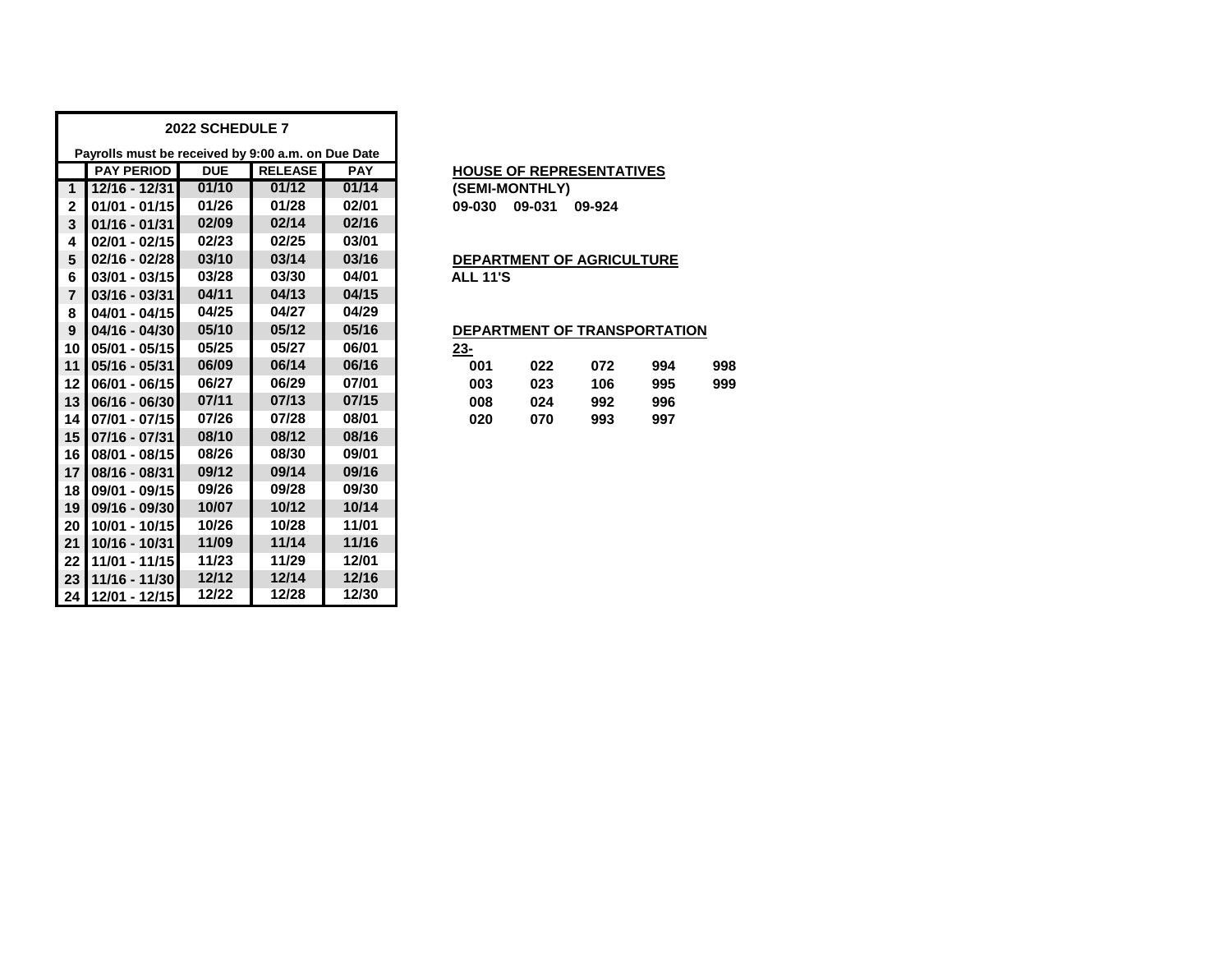## 2022 SCHEDULE 7

Payrolls must be received by 9:00 a.m. on Due Date

| | PAY PERIOD | DUE | RELEASE | PAY |
|---|---|---|---|---|
| 1 | 12/16 - 12/31 | 01/10 | 01/12 | 01/14 |
| 2 | 01/01 - 01/15 | 01/26 | 01/28 | 02/01 |
| 3 | 01/16 - 01/31 | 02/09 | 02/14 | 02/16 |
| 4 | 02/01 - 02/15 | 02/23 | 02/25 | 03/01 |
| 5 | 02/16 - 02/28 | 03/10 | 03/14 | 03/16 |
| 6 | 03/01 - 03/15 | 03/28 | 03/30 | 04/01 |
| 7 | 03/16 - 03/31 | 04/11 | 04/13 | 04/15 |
| 8 | 04/01 - 04/15 | 04/25 | 04/27 | 04/29 |
| 9 | 04/16 - 04/30 | 05/10 | 05/12 | 05/16 |
| 10 | 05/01 - 05/15 | 05/25 | 05/27 | 06/01 |
| 11 | 05/16 - 05/31 | 06/09 | 06/14 | 06/16 |
| 12 | 06/01 - 06/15 | 06/27 | 06/29 | 07/01 |
| 13 | 06/16 - 06/30 | 07/11 | 07/13 | 07/15 |
| 14 | 07/01 - 07/15 | 07/26 | 07/28 | 08/01 |
| 15 | 07/16 - 07/31 | 08/10 | 08/12 | 08/16 |
| 16 | 08/01 - 08/15 | 08/26 | 08/30 | 09/01 |
| 17 | 08/16 - 08/31 | 09/12 | 09/14 | 09/16 |
| 18 | 09/01 - 09/15 | 09/26 | 09/28 | 09/30 |
| 19 | 09/16 - 09/30 | 10/07 | 10/12 | 10/14 |
| 20 | 10/01 - 10/15 | 10/26 | 10/28 | 11/01 |
| 21 | 10/16 - 10/31 | 11/09 | 11/14 | 11/16 |
| 22 | 11/01 - 11/15 | 11/23 | 11/29 | 12/01 |
| 23 | 11/16 - 11/30 | 12/12 | 12/14 | 12/16 |
| 24 | 12/01 - 12/15 | 12/22 | 12/28 | 12/30 |

**HOUSE OF REPRESENTATIVES**

**(SEMI-MONTHLY)**

**09-030 09-031 09-924**

**DEPARTMENT OF AGRICULTURE**

**ALL 11'S**

**DEPARTMENT OF TRANSPORTATION**

**23-**

| | | | | |
|---|---|---|---|---|
| 001 | 022 | 072 | 994 | 998 |
| 003 | 023 | 106 | 995 | 999 |
| 008 | 024 | 992 | 996 | |
| 020 | 070 | 993 | 997 | |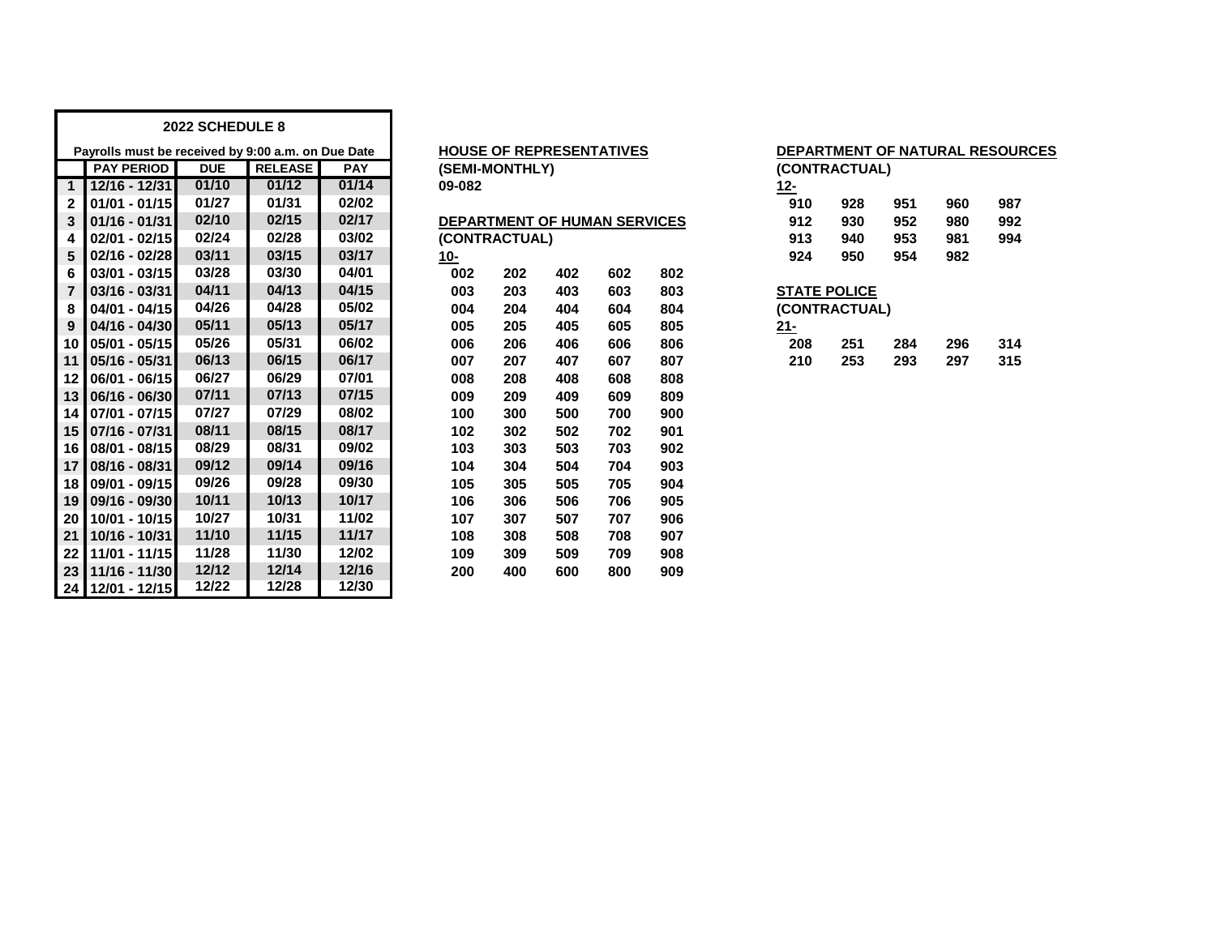## 2022 SCHEDULE 8

Payrolls must be received by 9:00 a.m. on Due Date

| | PAY PERIOD | DUE | RELEASE | PAY |
|---|---|---|---|---|
| 1 | 12/16 - 12/31 | 01/10 | 01/12 | 01/14 |
| 2 | 01/01 - 01/15 | 01/27 | 01/31 | 02/02 |
| 3 | 01/16 - 01/31 | 02/10 | 02/15 | 02/17 |
| 4 | 02/01 - 02/15 | 02/24 | 02/28 | 03/02 |
| 5 | 02/16 - 02/28 | 03/11 | 03/15 | 03/17 |
| 6 | 03/01 - 03/15 | 03/28 | 03/30 | 04/01 |
| 7 | 03/16 - 03/31 | 04/11 | 04/13 | 04/15 |
| 8 | 04/01 - 04/15 | 04/26 | 04/28 | 05/02 |
| 9 | 04/16 - 04/30 | 05/11 | 05/13 | 05/17 |
| 10 | 05/01 - 05/15 | 05/26 | 05/31 | 06/02 |
| 11 | 05/16 - 05/31 | 06/13 | 06/15 | 06/17 |
| 12 | 06/01 - 06/15 | 06/27 | 06/29 | 07/01 |
| 13 | 06/16 - 06/30 | 07/11 | 07/13 | 07/15 |
| 14 | 07/01 - 07/15 | 07/27 | 07/29 | 08/02 |
| 15 | 07/16 - 07/31 | 08/11 | 08/15 | 08/17 |
| 16 | 08/01 - 08/15 | 08/29 | 08/31 | 09/02 |
| 17 | 08/16 - 08/31 | 09/12 | 09/14 | 09/16 |
| 18 | 09/01 - 09/15 | 09/26 | 09/28 | 09/30 |
| 19 | 09/16 - 09/30 | 10/11 | 10/13 | 10/17 |
| 20 | 10/01 - 10/15 | 10/27 | 10/31 | 11/02 |
| 21 | 10/16 - 10/31 | 11/10 | 11/15 | 11/17 |
| 22 | 11/01 - 11/15 | 11/28 | 11/30 | 12/02 |
| 23 | 11/16 - 11/30 | 12/12 | 12/14 | 12/16 |
| 24 | 12/01 - 12/15 | 12/22 | 12/28 | 12/30 |

**HOUSE OF REPRESENTATIVES**
**(SEMI-MONTHLY)**
**09-082**

**DEPARTMENT OF HUMAN SERVICES**
**(CONTRACTUAL)**
**10-**

| | | | | |
|---|---|---|---|---|
| 002 | 202 | 402 | 602 | 802 |
| 003 | 203 | 403 | 603 | 803 |
| 004 | 204 | 404 | 604 | 804 |
| 005 | 205 | 405 | 605 | 805 |
| 006 | 206 | 406 | 606 | 806 |
| 007 | 207 | 407 | 607 | 807 |
| 008 | 208 | 408 | 608 | 808 |
| 009 | 209 | 409 | 609 | 809 |
| 100 | 300 | 500 | 700 | 900 |
| 102 | 302 | 502 | 702 | 901 |
| 103 | 303 | 503 | 703 | 902 |
| 104 | 304 | 504 | 704 | 903 |
| 105 | 305 | 505 | 705 | 904 |
| 106 | 306 | 506 | 706 | 905 |
| 107 | 307 | 507 | 707 | 906 |
| 108 | 308 | 508 | 708 | 907 |
| 109 | 309 | 509 | 709 | 908 |
| 200 | 400 | 600 | 800 | 909 |

**DEPARTMENT OF NATURAL RESOURCES**
**(CONTRACTUAL)**
**12-**

| | | | | |
|---|---|---|---|---|
| 910 | 928 | 951 | 960 | 987 |
| 912 | 930 | 952 | 980 | 992 |
| 913 | 940 | 953 | 981 | 994 |
| 924 | 950 | 954 | 982 | |

**STATE POLICE**
**(CONTRACTUAL)**
**21-**

| | | | | |
|---|---|---|---|---|
| 208 | 251 | 284 | 296 | 314 |
| 210 | 253 | 293 | 297 | 315 |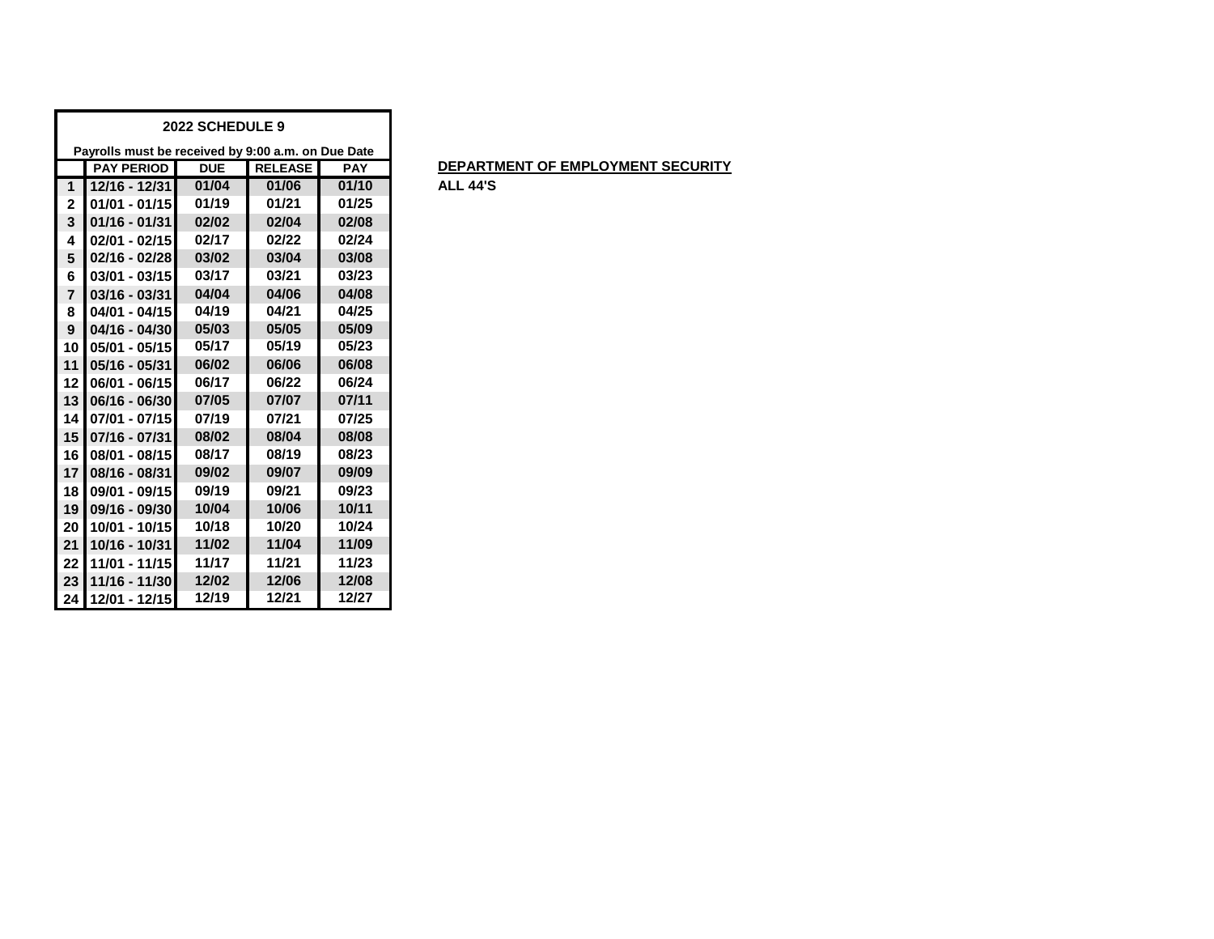| 2022 SCHEDULE 9 | | | | |
|---|---|---|---|---|
| Payrolls must be received by 9:00 a.m. on Due Date | | | | |
| | **PAY PERIOD** | **DUE** | **RELEASE** | **PAY** |
| 1 | 12/16 - 12/31 | 01/04 | 01/06 | 01/10 |
| 2 | 01/01 - 01/15 | 01/19 | 01/21 | 01/25 |
| 3 | 01/16 - 01/31 | 02/02 | 02/04 | 02/08 |
| 4 | 02/01 - 02/15 | 02/17 | 02/22 | 02/24 |
| 5 | 02/16 - 02/28 | 03/02 | 03/04 | 03/08 |
| 6 | 03/01 - 03/15 | 03/17 | 03/21 | 03/23 |
| 7 | 03/16 - 03/31 | 04/04 | 04/06 | 04/08 |
| 8 | 04/01 - 04/15 | 04/19 | 04/21 | 04/25 |
| 9 | 04/16 - 04/30 | 05/03 | 05/05 | 05/09 |
| 10 | 05/01 - 05/15 | 05/17 | 05/19 | 05/23 |
| 11 | 05/16 - 05/31 | 06/02 | 06/06 | 06/08 |
| 12 | 06/01 - 06/15 | 06/17 | 06/22 | 06/24 |
| 13 | 06/16 - 06/30 | 07/05 | 07/07 | 07/11 |
| 14 | 07/01 - 07/15 | 07/19 | 07/21 | 07/25 |
| 15 | 07/16 - 07/31 | 08/02 | 08/04 | 08/08 |
| 16 | 08/01 - 08/15 | 08/17 | 08/19 | 08/23 |
| 17 | 08/16 - 08/31 | 09/02 | 09/07 | 09/09 |
| 18 | 09/01 - 09/15 | 09/19 | 09/21 | 09/23 |
| 19 | 09/16 - 09/30 | 10/04 | 10/06 | 10/11 |
| 20 | 10/01 - 10/15 | 10/18 | 10/20 | 10/24 |
| 21 | 10/16 - 10/31 | 11/02 | 11/04 | 11/09 |
| 22 | 11/01 - 11/15 | 11/17 | 11/21 | 11/23 |
| 23 | 11/16 - 11/30 | 12/02 | 12/06 | 12/08 |
| 24 | 12/01 - 12/15 | 12/19 | 12/21 | 12/27 |

**DEPARTMENT OF EMPLOYMENT SECURITY**

**ALL 44'S**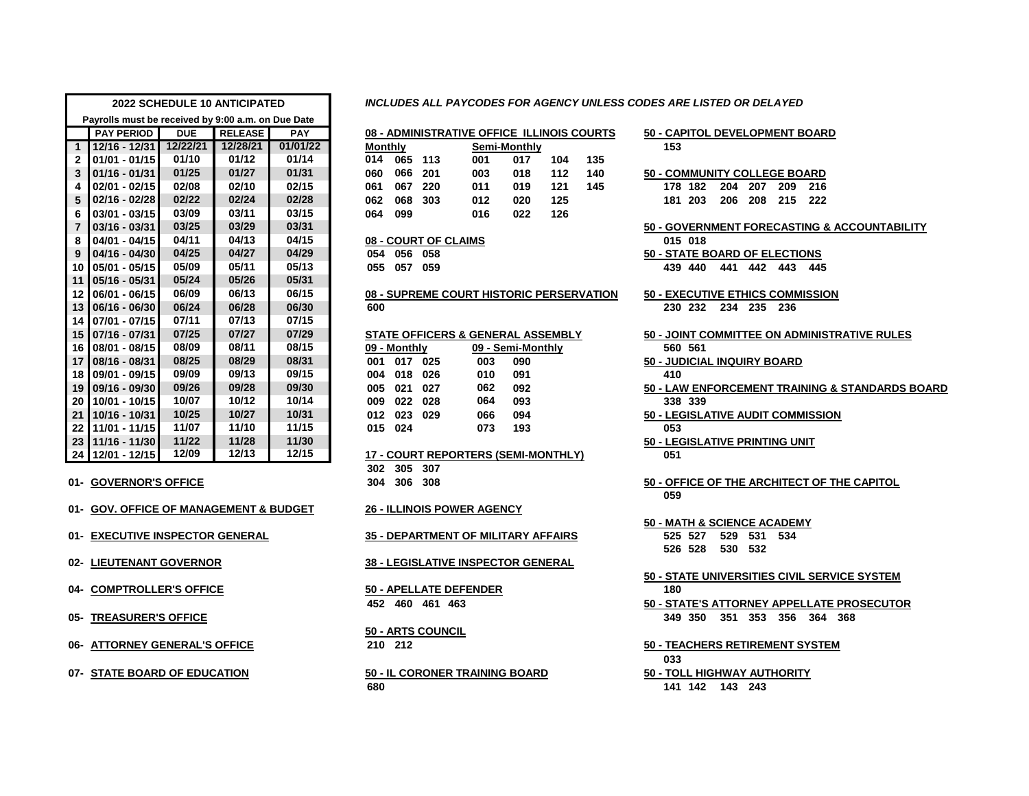| | 2022 SCHEDULE 10 ANTICIPATED | | | |
|---|---|---|---|---|
| | Payrolls must be received by 9:00 a.m. on Due Date | | | |
| | PAY PERIOD | DUE | RELEASE | PAY |
| 1 | 12/16 - 12/31 | 12/22/21 | 12/28/21 | 01/01/22 |
| 2 | 01/01 - 01/15 | 01/10 | 01/12 | 01/14 |
| 3 | 01/16 - 01/31 | 01/25 | 01/27 | 01/31 |
| 4 | 02/01 - 02/15 | 02/08 | 02/10 | 02/15 |
| 5 | 02/16 - 02/28 | 02/22 | 02/24 | 02/28 |
| 6 | 03/01 - 03/15 | 03/09 | 03/11 | 03/15 |
| 7 | 03/16 - 03/31 | 03/25 | 03/29 | 03/31 |
| 8 | 04/01 - 04/15 | 04/11 | 04/13 | 04/15 |
| 9 | 04/16 - 04/30 | 04/25 | 04/27 | 04/29 |
| 10 | 05/01 - 05/15 | 05/09 | 05/11 | 05/13 |
| 11 | 05/16 - 05/31 | 05/24 | 05/26 | 05/31 |
| 12 | 06/01 - 06/15 | 06/09 | 06/13 | 06/15 |
| 13 | 06/16 - 06/30 | 06/24 | 06/28 | 06/30 |
| 14 | 07/01 - 07/15 | 07/11 | 07/13 | 07/15 |
| 15 | 07/16 - 07/31 | 07/25 | 07/27 | 07/29 |
| 16 | 08/01 - 08/15 | 08/09 | 08/11 | 08/15 |
| 17 | 08/16 - 08/31 | 08/25 | 08/29 | 08/31 |
| 18 | 09/01 - 09/15 | 09/09 | 09/13 | 09/15 |
| 19 | 09/16 - 09/30 | 09/26 | 09/28 | 09/30 |
| 20 | 10/01 - 10/15 | 10/07 | 10/12 | 10/14 |
| 21 | 10/16 - 10/31 | 10/25 | 10/27 | 10/31 |
| 22 | 11/01 - 11/15 | 11/07 | 11/10 | 11/15 |
| 23 | 11/16 - 11/30 | 11/22 | 11/28 | 11/30 |
| 24 | 12/01 - 12/15 | 12/09 | 12/13 | 12/15 |

01- GOVERNOR'S OFFICE

01- GOV. OFFICE OF MANAGEMENT & BUDGET

01- EXECUTIVE INSPECTOR GENERAL

02- LIEUTENANT GOVERNOR

04- COMPTROLLER'S OFFICE

05- TREASURER'S OFFICE

06- ATTORNEY GENERAL'S OFFICE

07- STATE BOARD OF EDUCATION

*INCLUDES ALL PAYCODES FOR AGENCY UNLESS CODES ARE LISTED OR DELAYED*

**08 - ADMINISTRATIVE OFFICE ILLINOIS COURTS**

Monthly: 014 065 113 060 066 201 061 067 220 062 068 303 064 099

Semi-Monthly: 001 017 104 135 003 018 112 140 011 019 121 145 012 020 125 016 022 126

**08 - COURT OF CLAIMS**

054 056 058 055 057 059

**08 - SUPREME COURT HISTORIC PERSERVATION**

600

**STATE OFFICERS & GENERAL ASSEMBLY**

09 - Monthly: 001 017 025 004 018 026 005 021 027 009 022 028 012 023 029 015 024

09 - Semi-Monthly: 003 090 010 091 062 092 064 093 066 094 073 193

**17 - COURT REPORTERS (SEMI-MONTHLY)**

302 305 307 304 306 308

**26 - ILLINOIS POWER AGENCY**

**35 - DEPARTMENT OF MILITARY AFFAIRS**

**38 - LEGISLATIVE INSPECTOR GENERAL**

**50 - APELLATE DEFENDER**

452 460 461 463

**50 - ARTS COUNCIL**

210 212

**50 - IL CORONER TRAINING BOARD**

680

**50 - CAPITOL DEVELOPMENT BOARD**

153

**50 - COMMUNITY COLLEGE BOARD**

178 182 204 207 209 216 181 203 206 208 215 222

**50 - GOVERNMENT FORECASTING & ACCOUNTABILITY**

015 018

**50 - STATE BOARD OF ELECTIONS**

439 440 441 442 443 445

**50 - EXECUTIVE ETHICS COMMISSION**

230 232 234 235 236

**50 - JOINT COMMITTEE ON ADMINISTRATIVE RULES**

560 561

**50 - JUDICIAL INQUIRY BOARD**

410

**50 - LAW ENFORCEMENT TRAINING & STANDARDS BOARD**

338 339

**50 - LEGISLATIVE AUDIT COMMISSION**

053

**50 - LEGISLATIVE PRINTING UNIT**

051

**50 - OFFICE OF THE ARCHITECT OF THE CAPITOL**

059

**50 - MATH & SCIENCE ACADEMY**

525 527 529 531 534 526 528 530 532

**50 - STATE UNIVERSITIES CIVIL SERVICE SYSTEM**

180

**50 - STATE'S ATTORNEY APPELLATE PROSECUTOR**

349 350 351 353 356 364 368

**50 - TEACHERS RETIREMENT SYSTEM**

033

**50 - TOLL HIGHWAY AUTHORITY**

141 142 143 243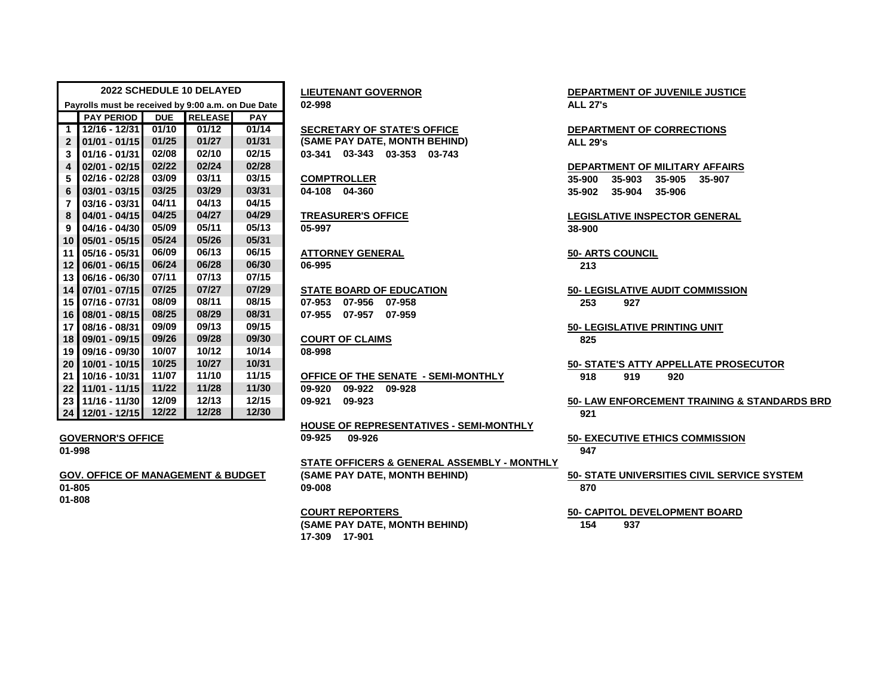| 2022 SCHEDULE 10 DELAYED | | | | |
|---|---|---|---|---|
| Payrolls must be received by 9:00 a.m. on Due Date | | | | |
| | PAY PERIOD | DUE | RELEASE | PAY |
| 1 | 12/16 - 12/31 | 01/10 | 01/12 | 01/14 |
| 2 | 01/01 - 01/15 | 01/25 | 01/27 | 01/31 |
| 3 | 01/16 - 01/31 | 02/08 | 02/10 | 02/15 |
| 4 | 02/01 - 02/15 | 02/22 | 02/24 | 02/28 |
| 5 | 02/16 - 02/28 | 03/09 | 03/11 | 03/15 |
| 6 | 03/01 - 03/15 | 03/25 | 03/29 | 03/31 |
| 7 | 03/16 - 03/31 | 04/11 | 04/13 | 04/15 |
| 8 | 04/01 - 04/15 | 04/25 | 04/27 | 04/29 |
| 9 | 04/16 - 04/30 | 05/09 | 05/11 | 05/13 |
| 10 | 05/01 - 05/15 | 05/24 | 05/26 | 05/31 |
| 11 | 05/16 - 05/31 | 06/09 | 06/13 | 06/15 |
| 12 | 06/01 - 06/15 | 06/24 | 06/28 | 06/30 |
| 13 | 06/16 - 06/30 | 07/11 | 07/13 | 07/15 |
| 14 | 07/01 - 07/15 | 07/25 | 07/27 | 07/29 |
| 15 | 07/16 - 07/31 | 08/09 | 08/11 | 08/15 |
| 16 | 08/01 - 08/15 | 08/25 | 08/29 | 08/31 |
| 17 | 08/16 - 08/31 | 09/09 | 09/13 | 09/15 |
| 18 | 09/01 - 09/15 | 09/26 | 09/28 | 09/30 |
| 19 | 09/16 - 09/30 | 10/07 | 10/12 | 10/14 |
| 20 | 10/01 - 10/15 | 10/25 | 10/27 | 10/31 |
| 21 | 10/16 - 10/31 | 11/07 | 11/10 | 11/15 |
| 22 | 11/01 - 11/15 | 11/22 | 11/28 | 11/30 |
| 23 | 11/16 - 11/30 | 12/09 | 12/13 | 12/15 |
| 24 | 12/01 - 12/15 | 12/22 | 12/28 | 12/30 |

**GOVERNOR'S OFFICE**
01-998

**GOV. OFFICE OF MANAGEMENT & BUDGET**
01-805
01-808

**LIEUTENANT GOVERNOR**
02-998

**SECRETARY OF STATE'S OFFICE**
**(SAME PAY DATE, MONTH BEHIND)**
03-341 03-343 03-353 03-743

**COMPTROLLER**
04-108 04-360

**TREASURER'S OFFICE**
05-997

**ATTORNEY GENERAL**
06-995

**STATE BOARD OF EDUCATION**
07-953 07-956 07-958
07-955 07-957 07-959

**COURT OF CLAIMS**
08-998

**OFFICE OF THE SENATE - SEMI-MONTHLY**
09-920 09-922 09-928
09-921 09-923

**HOUSE OF REPRESENTATIVES - SEMI-MONTHLY**
09-925 09-926

**STATE OFFICERS & GENERAL ASSEMBLY - MONTHLY**
**(SAME PAY DATE, MONTH BEHIND)**
09-008

**COURT REPORTERS**
**(SAME PAY DATE, MONTH BEHIND)**
17-309 17-901

**DEPARTMENT OF JUVENILE JUSTICE**
ALL 27's

**DEPARTMENT OF CORRECTIONS**
ALL 29's

**DEPARTMENT OF MILITARY AFFAIRS**
35-900 35-903 35-905 35-907
35-902 35-904 35-906

**LEGISLATIVE INSPECTOR GENERAL**
38-900

**50- ARTS COUNCIL**
213

**50- LEGISLATIVE AUDIT COMMISSION**
253 927

**50- LEGISLATIVE PRINTING UNIT**
825

**50- STATE'S ATTY APPELLATE PROSECUTOR**
918 919 920

**50- LAW ENFORCEMENT TRAINING & STANDARDS BRD**
921

**50- EXECUTIVE ETHICS COMMISSION**
947

**50- STATE UNIVERSITIES CIVIL SERVICE SYSTEM**
870

**50- CAPITOL DEVELOPMENT BOARD**
154 937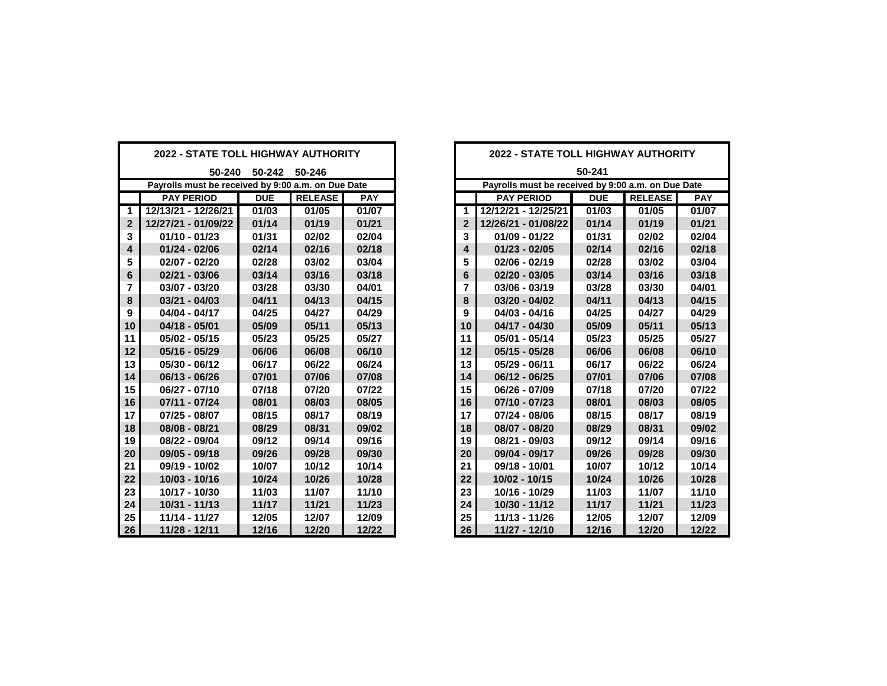## 2022 - STATE TOLL HIGHWAY AUTHORITY

50-240 50-242 50-246

Payrolls must be received by 9:00 a.m. on Due Date

| | PAY PERIOD | DUE | RELEASE | PAY |
|---|---|---|---|---|
| 1 | 12/13/21 - 12/26/21 | 01/03 | 01/05 | 01/07 |
| 2 | 12/27/21 - 01/09/22 | 01/14 | 01/19 | 01/21 |
| 3 | 01/10 - 01/23 | 01/31 | 02/02 | 02/04 |
| 4 | 01/24 - 02/06 | 02/14 | 02/16 | 02/18 |
| 5 | 02/07 - 02/20 | 02/28 | 03/02 | 03/04 |
| 6 | 02/21 - 03/06 | 03/14 | 03/16 | 03/18 |
| 7 | 03/07 - 03/20 | 03/28 | 03/30 | 04/01 |
| 8 | 03/21 - 04/03 | 04/11 | 04/13 | 04/15 |
| 9 | 04/04 - 04/17 | 04/25 | 04/27 | 04/29 |
| 10 | 04/18 - 05/01 | 05/09 | 05/11 | 05/13 |
| 11 | 05/02 - 05/15 | 05/23 | 05/25 | 05/27 |
| 12 | 05/16 - 05/29 | 06/06 | 06/08 | 06/10 |
| 13 | 05/30 - 06/12 | 06/17 | 06/22 | 06/24 |
| 14 | 06/13 - 06/26 | 07/01 | 07/06 | 07/08 |
| 15 | 06/27 - 07/10 | 07/18 | 07/20 | 07/22 |
| 16 | 07/11 - 07/24 | 08/01 | 08/03 | 08/05 |
| 17 | 07/25 - 08/07 | 08/15 | 08/17 | 08/19 |
| 18 | 08/08 - 08/21 | 08/29 | 08/31 | 09/02 |
| 19 | 08/22 - 09/04 | 09/12 | 09/14 | 09/16 |
| 20 | 09/05 - 09/18 | 09/26 | 09/28 | 09/30 |
| 21 | 09/19 - 10/02 | 10/07 | 10/12 | 10/14 |
| 22 | 10/03 - 10/16 | 10/24 | 10/26 | 10/28 |
| 23 | 10/17 - 10/30 | 11/03 | 11/07 | 11/10 |
| 24 | 10/31 - 11/13 | 11/17 | 11/21 | 11/23 |
| 25 | 11/14 - 11/27 | 12/05 | 12/07 | 12/09 |
| 26 | 11/28 - 12/11 | 12/16 | 12/20 | 12/22 |

## 2022 - STATE TOLL HIGHWAY AUTHORITY

50-241

Payrolls must be received by 9:00 a.m. on Due Date

| | PAY PERIOD | DUE | RELEASE | PAY |
|---|---|---|---|---|
| 1 | 12/12/21 - 12/25/21 | 01/03 | 01/05 | 01/07 |
| 2 | 12/26/21 - 01/08/22 | 01/14 | 01/19 | 01/21 |
| 3 | 01/09 - 01/22 | 01/31 | 02/02 | 02/04 |
| 4 | 01/23 - 02/05 | 02/14 | 02/16 | 02/18 |
| 5 | 02/06 - 02/19 | 02/28 | 03/02 | 03/04 |
| 6 | 02/20 - 03/05 | 03/14 | 03/16 | 03/18 |
| 7 | 03/06 - 03/19 | 03/28 | 03/30 | 04/01 |
| 8 | 03/20 - 04/02 | 04/11 | 04/13 | 04/15 |
| 9 | 04/03 - 04/16 | 04/25 | 04/27 | 04/29 |
| 10 | 04/17 - 04/30 | 05/09 | 05/11 | 05/13 |
| 11 | 05/01 - 05/14 | 05/23 | 05/25 | 05/27 |
| 12 | 05/15 - 05/28 | 06/06 | 06/08 | 06/10 |
| 13 | 05/29 - 06/11 | 06/17 | 06/22 | 06/24 |
| 14 | 06/12 - 06/25 | 07/01 | 07/06 | 07/08 |
| 15 | 06/26 - 07/09 | 07/18 | 07/20 | 07/22 |
| 16 | 07/10 - 07/23 | 08/01 | 08/03 | 08/05 |
| 17 | 07/24 - 08/06 | 08/15 | 08/17 | 08/19 |
| 18 | 08/07 - 08/20 | 08/29 | 08/31 | 09/02 |
| 19 | 08/21 - 09/03 | 09/12 | 09/14 | 09/16 |
| 20 | 09/04 - 09/17 | 09/26 | 09/28 | 09/30 |
| 21 | 09/18 - 10/01 | 10/07 | 10/12 | 10/14 |
| 22 | 10/02 - 10/15 | 10/24 | 10/26 | 10/28 |
| 23 | 10/16 - 10/29 | 11/03 | 11/07 | 11/10 |
| 24 | 10/30 - 11/12 | 11/17 | 11/21 | 11/23 |
| 25 | 11/13 - 11/26 | 12/05 | 12/07 | 12/09 |
| 26 | 11/27 - 12/10 | 12/16 | 12/20 | 12/22 |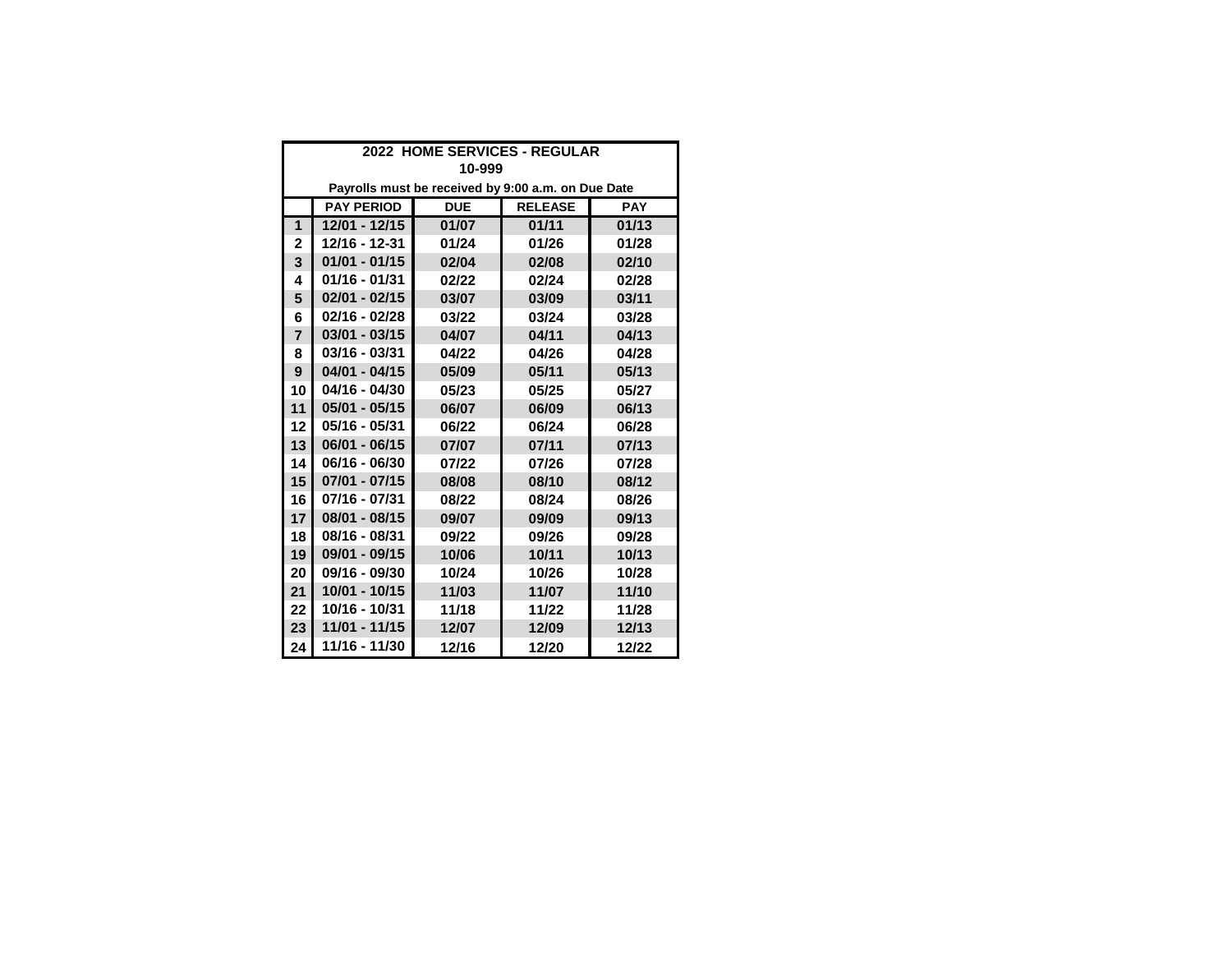**2022 HOME SERVICES - REGULAR**

**10-999**

**Payrolls must be received by 9:00 a.m. on Due Date**

| | PAY PERIOD | DUE | RELEASE | PAY |
|---|---|---|---|---|
| 1 | 12/01 - 12/15 | 01/07 | 01/11 | 01/13 |
| 2 | 12/16 - 12-31 | 01/24 | 01/26 | 01/28 |
| 3 | 01/01 - 01/15 | 02/04 | 02/08 | 02/10 |
| 4 | 01/16 - 01/31 | 02/22 | 02/24 | 02/28 |
| 5 | 02/01 - 02/15 | 03/07 | 03/09 | 03/11 |
| 6 | 02/16 - 02/28 | 03/22 | 03/24 | 03/28 |
| 7 | 03/01 - 03/15 | 04/07 | 04/11 | 04/13 |
| 8 | 03/16 - 03/31 | 04/22 | 04/26 | 04/28 |
| 9 | 04/01 - 04/15 | 05/09 | 05/11 | 05/13 |
| 10 | 04/16 - 04/30 | 05/23 | 05/25 | 05/27 |
| 11 | 05/01 - 05/15 | 06/07 | 06/09 | 06/13 |
| 12 | 05/16 - 05/31 | 06/22 | 06/24 | 06/28 |
| 13 | 06/01 - 06/15 | 07/07 | 07/11 | 07/13 |
| 14 | 06/16 - 06/30 | 07/22 | 07/26 | 07/28 |
| 15 | 07/01 - 07/15 | 08/08 | 08/10 | 08/12 |
| 16 | 07/16 - 07/31 | 08/22 | 08/24 | 08/26 |
| 17 | 08/01 - 08/15 | 09/07 | 09/09 | 09/13 |
| 18 | 08/16 - 08/31 | 09/22 | 09/26 | 09/28 |
| 19 | 09/01 - 09/15 | 10/06 | 10/11 | 10/13 |
| 20 | 09/16 - 09/30 | 10/24 | 10/26 | 10/28 |
| 21 | 10/01 - 10/15 | 11/03 | 11/07 | 11/10 |
| 22 | 10/16 - 10/31 | 11/18 | 11/22 | 11/28 |
| 23 | 11/01 - 11/15 | 12/07 | 12/09 | 12/13 |
| 24 | 11/16 - 11/30 | 12/16 | 12/20 | 12/22 |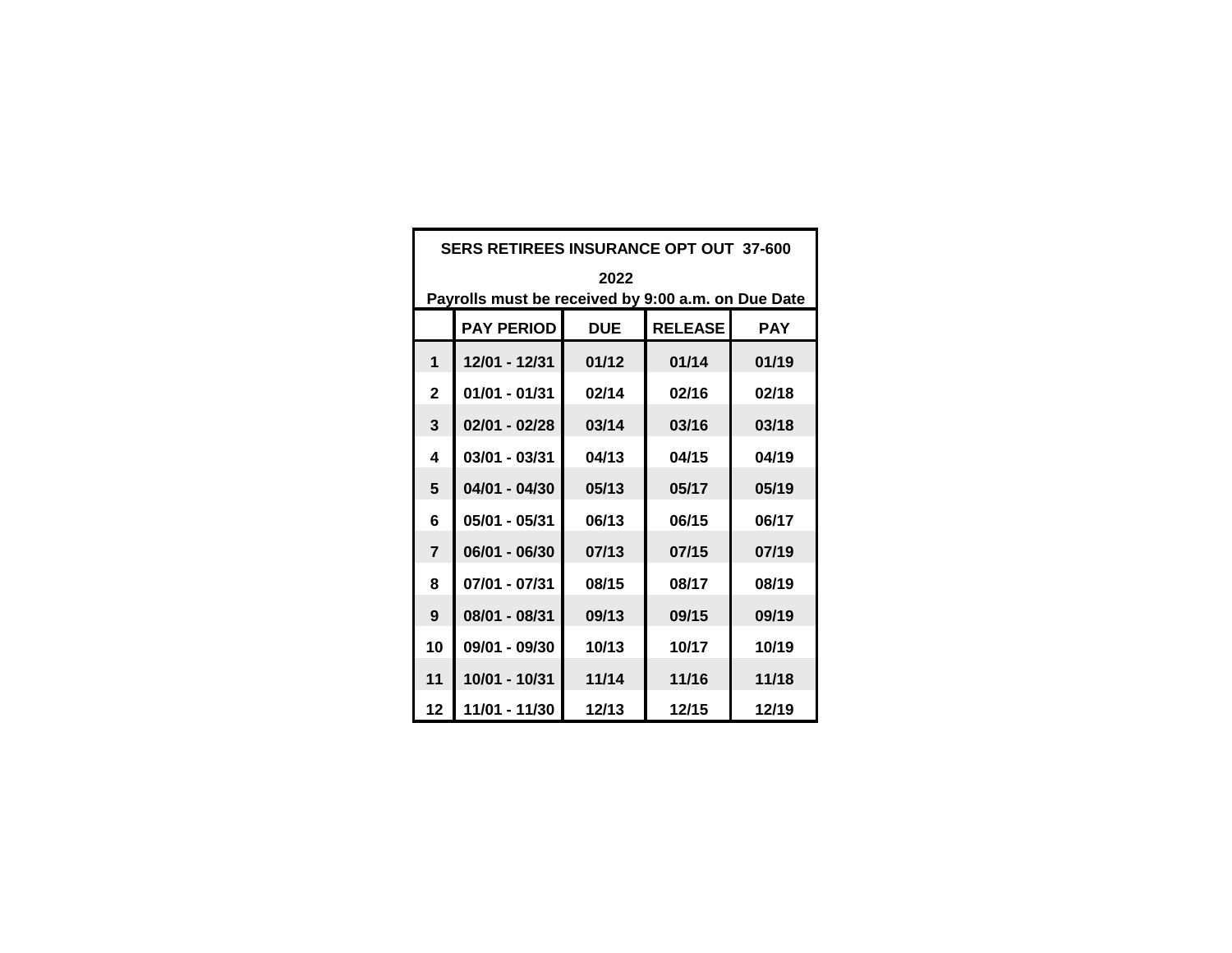**SERS RETIREES INSURANCE OPT OUT 37-600**

**2022**

**Payrolls must be received by 9:00 a.m. on Due Date**

| | PAY PERIOD | DUE | RELEASE | PAY |
|---|---|---|---|---|
| 1 | 12/01 - 12/31 | 01/12 | 01/14 | 01/19 |
| 2 | 01/01 - 01/31 | 02/14 | 02/16 | 02/18 |
| 3 | 02/01 - 02/28 | 03/14 | 03/16 | 03/18 |
| 4 | 03/01 - 03/31 | 04/13 | 04/15 | 04/19 |
| 5 | 04/01 - 04/30 | 05/13 | 05/17 | 05/19 |
| 6 | 05/01 - 05/31 | 06/13 | 06/15 | 06/17 |
| 7 | 06/01 - 06/30 | 07/13 | 07/15 | 07/19 |
| 8 | 07/01 - 07/31 | 08/15 | 08/17 | 08/19 |
| 9 | 08/01 - 08/31 | 09/13 | 09/15 | 09/19 |
| 10 | 09/01 - 09/30 | 10/13 | 10/17 | 10/19 |
| 11 | 10/01 - 10/31 | 11/14 | 11/16 | 11/18 |
| 12 | 11/01 - 11/30 | 12/13 | 12/15 | 12/19 |